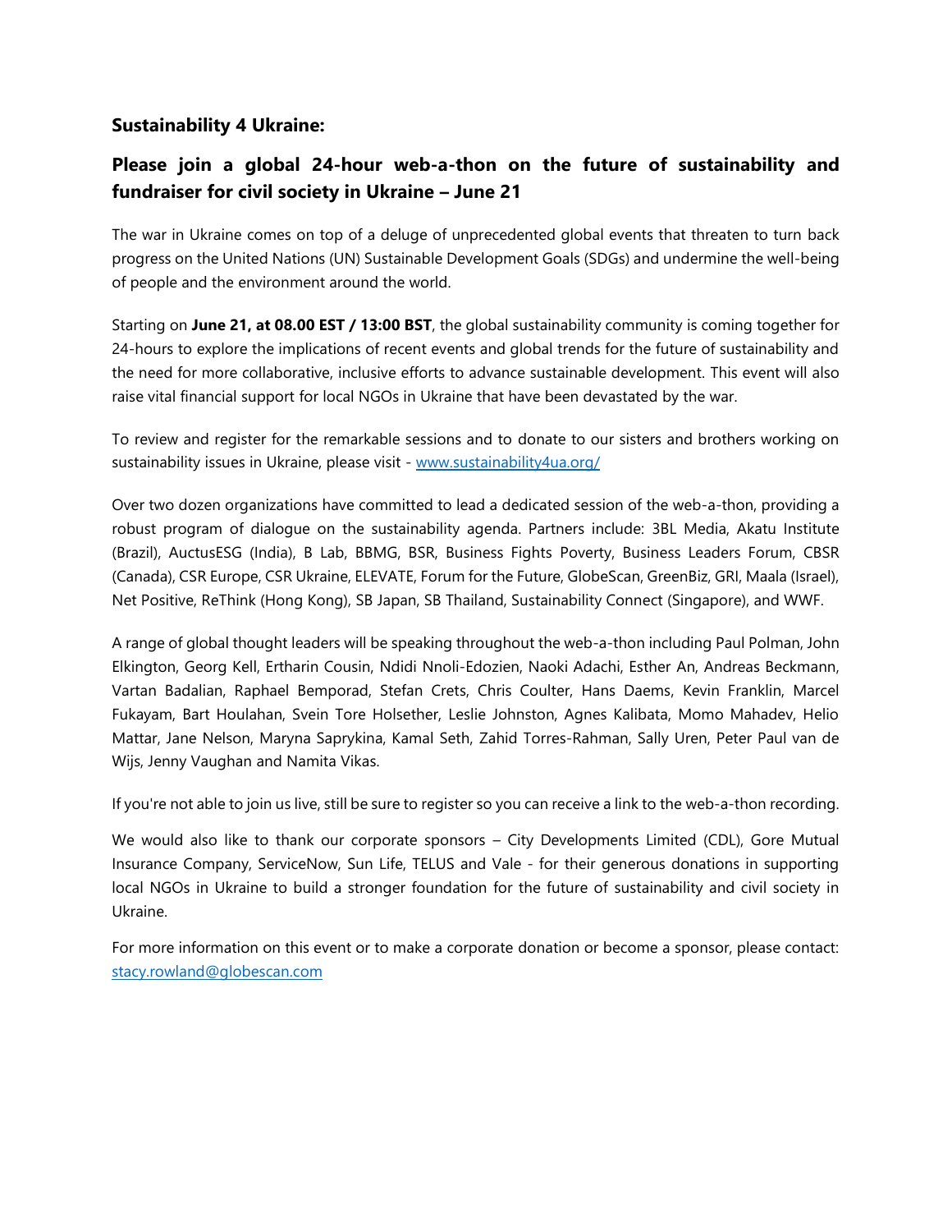**Sustainability 4 Ukraine:**

## Please join a global 24-hour web-a-thon on the future of sustainability and fundraiser for civil society in Ukraine – June 21

The war in Ukraine comes on top of a deluge of unprecedented global events that threaten to turn back progress on the United Nations (UN) Sustainable Development Goals (SDGs) and undermine the well-being of people and the environment around the world.

Starting on **June 21, at 08.00 EST / 13:00 BST**, the global sustainability community is coming together for 24-hours to explore the implications of recent events and global trends for the future of sustainability and the need for more collaborative, inclusive efforts to advance sustainable development. This event will also raise vital financial support for local NGOs in Ukraine that have been devastated by the war.

To review and register for the remarkable sessions and to donate to our sisters and brothers working on sustainability issues in Ukraine, please visit - [www.sustainability4ua.org/](www.sustainability4ua.org/)

Over two dozen organizations have committed to lead a dedicated session of the web-a-thon, providing a robust program of dialogue on the sustainability agenda. Partners include: 3BL Media, Akatu Institute (Brazil), AuctusESG (India), B Lab, BBMG, BSR, Business Fights Poverty, Business Leaders Forum, CBSR (Canada), CSR Europe, CSR Ukraine, ELEVATE, Forum for the Future, GlobeScan, GreenBiz, GRI, Maala (Israel), Net Positive, ReThink (Hong Kong), SB Japan, SB Thailand, Sustainability Connect (Singapore), and WWF.

A range of global thought leaders will be speaking throughout the web-a-thon including Paul Polman, John Elkington, Georg Kell, Ertharin Cousin, Ndidi Nnoli-Edozien, Naoki Adachi, Esther An, Andreas Beckmann, Vartan Badalian, Raphael Bemporad, Stefan Crets, Chris Coulter, Hans Daems, Kevin Franklin, Marcel Fukayam, Bart Houlahan, Svein Tore Holsether, Leslie Johnston, Agnes Kalibata, Momo Mahadev, Helio Mattar, Jane Nelson, Maryna Saprykina, Kamal Seth, Zahid Torres-Rahman, Sally Uren, Peter Paul van de Wijs, Jenny Vaughan and Namita Vikas.

If you're not able to join us live, still be sure to register so you can receive a link to the web-a-thon recording.

We would also like to thank our corporate sponsors – City Developments Limited (CDL), Gore Mutual Insurance Company, ServiceNow, Sun Life, TELUS and Vale - for their generous donations in supporting local NGOs in Ukraine to build a stronger foundation for the future of sustainability and civil society in Ukraine.

For more information on this event or to make a corporate donation or become a sponsor, please contact: [stacy.rowland@globescan.com](mailto:stacy.rowland@globescan.com)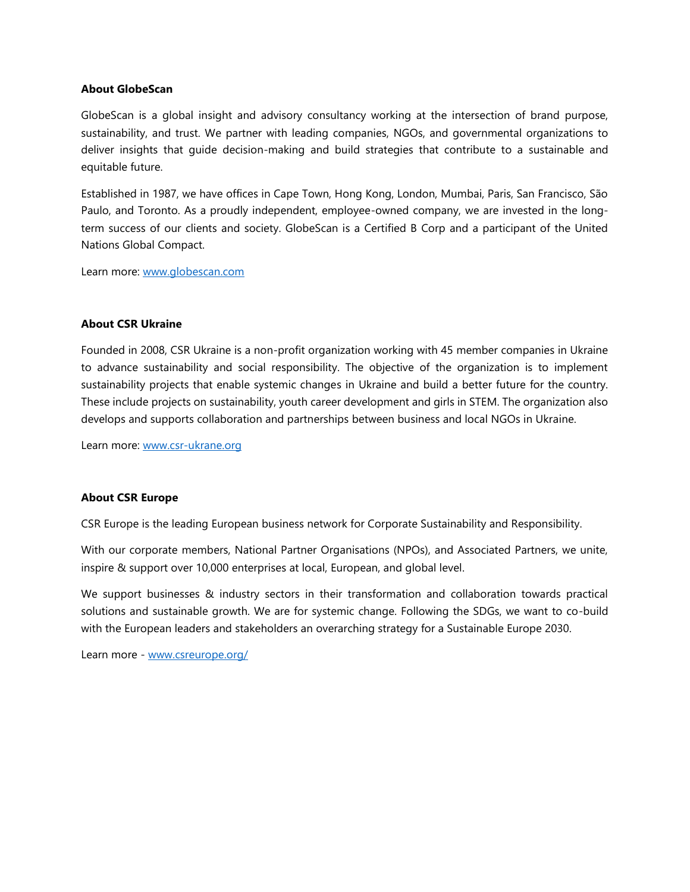**About GlobeScan**

GlobeScan is a global insight and advisory consultancy working at the intersection of brand purpose, sustainability, and trust. We partner with leading companies, NGOs, and governmental organizations to deliver insights that guide decision-making and build strategies that contribute to a sustainable and equitable future.

Established in 1987, we have offices in Cape Town, Hong Kong, London, Mumbai, Paris, San Francisco, São Paulo, and Toronto. As a proudly independent, employee-owned company, we are invested in the long-term success of our clients and society. GlobeScan is a Certified B Corp and a participant of the United Nations Global Compact.

Learn more: [www.globescan.com](www.globescan.com)

**About CSR Ukraine**

Founded in 2008, CSR Ukraine is a non-profit organization working with 45 member companies in Ukraine to advance sustainability and social responsibility. The objective of the organization is to implement sustainability projects that enable systemic changes in Ukraine and build a better future for the country. These include projects on sustainability, youth career development and girls in STEM. The organization also develops and supports collaboration and partnerships between business and local NGOs in Ukraine.

Learn more: [www.csr-ukrane.org](www.csr-ukrane.org)

**About CSR Europe**

CSR Europe is the leading European business network for Corporate Sustainability and Responsibility.

With our corporate members, National Partner Organisations (NPOs), and Associated Partners, we unite, inspire & support over 10,000 enterprises at local, European, and global level.

We support businesses & industry sectors in their transformation and collaboration towards practical solutions and sustainable growth. We are for systemic change. Following the SDGs, we want to co-build with the European leaders and stakeholders an overarching strategy for a Sustainable Europe 2030.

Learn more - [www.csreurope.org/](www.csreurope.org/)